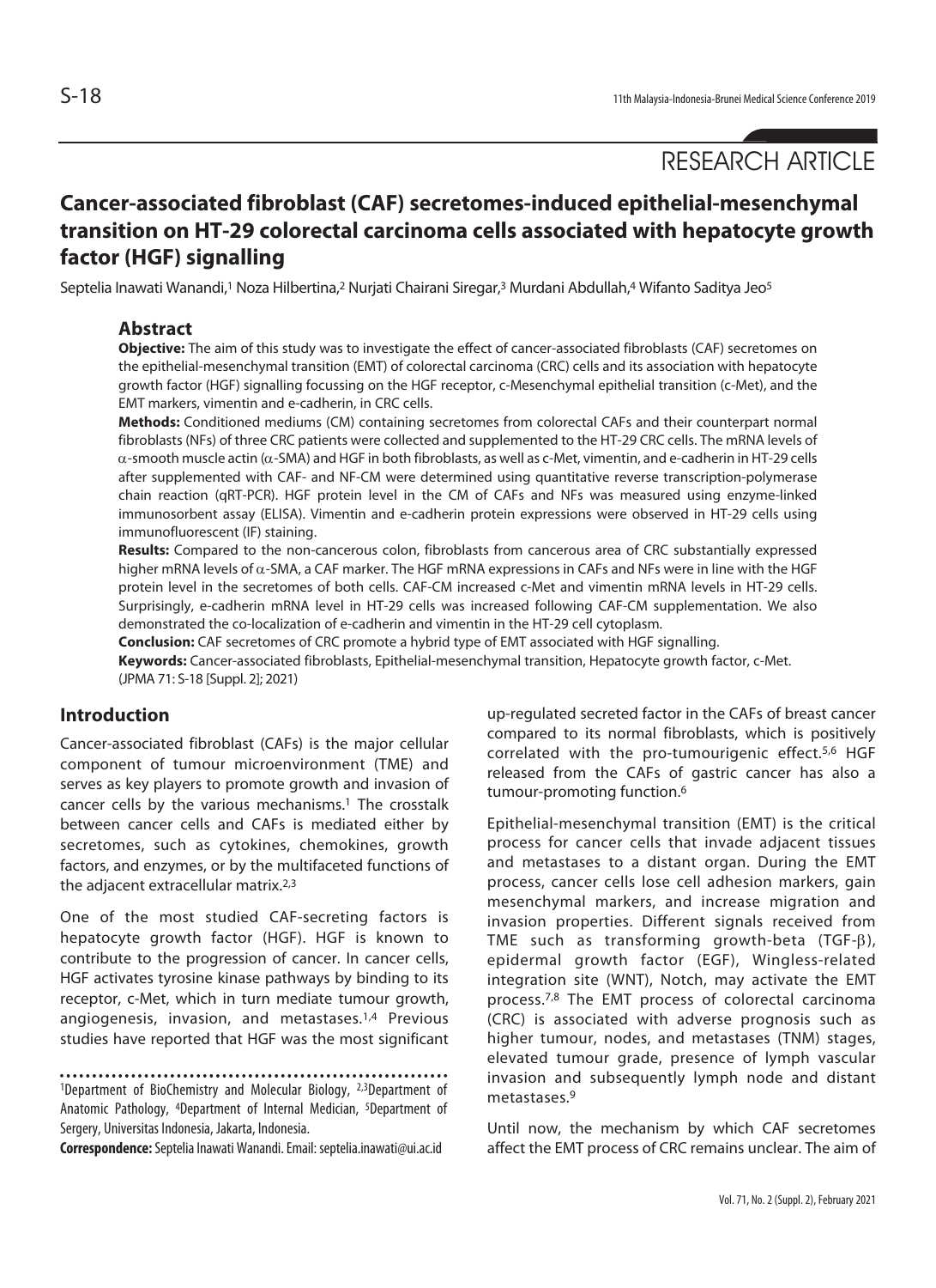RESEARCH ARTICLE

# Cancer-associated fibroblast (CAF) secretomes-induced epithelial-mesenchymal transition on HT-29 colorectal carcinoma cells associated with hepatocyte growth factor (HGF) signalling

Septelia Inawati Wanandi,[1] Noza Hilbertina,[2] Nurjati Chairani Siregar,[3] Murdani Abdullah,[4] Wifanto Saditya Jeo[5]

## Abstract

**Objective:** The aim of this study was to investigate the effect of cancer-associated fibroblasts (CAF) secretomes on the epithelial-mesenchymal transition (EMT) of colorectal carcinoma (CRC) cells and its association with hepatocyte growth factor (HGF) signalling focussing on the HGF receptor, c-Mesenchymal epithelial transition (c-Met), and the EMT markers, vimentin and e-cadherin, in CRC cells.

**Methods:** Conditioned mediums (CM) containing secretomes from colorectal CAFs and their counterpart normal fibroblasts (NFs) of three CRC patients were collected and supplemented to the HT-29 CRC cells. The mRNA levels of $\alpha$-smooth muscle actin ($\alpha$-SMA) and HGF in both fibroblasts, as well as c-Met, vimentin, and e-cadherin in HT-29 cells after supplemented with CAF- and NF-CM were determined using quantitative reverse transcription-polymerase chain reaction (qRT-PCR). HGF protein level in the CM of CAFs and NFs was measured using enzyme-linked immunosorbent assay (ELISA). Vimentin and e-cadherin protein expressions were observed in HT-29 cells using immunofluorescent (IF) staining.

**Results:** Compared to the non-cancerous colon, fibroblasts from cancerous area of CRC substantially expressed higher mRNA levels of $\alpha$-SMA, a CAF marker. The HGF mRNA expressions in CAFs and NFs were in line with the HGF protein level in the secretomes of both cells. CAF-CM increased c-Met and vimentin mRNA levels in HT-29 cells. Surprisingly, e-cadherin mRNA level in HT-29 cells was increased following CAF-CM supplementation. We also demonstrated the co-localization of e-cadherin and vimentin in the HT-29 cell cytoplasm.

**Conclusion:** CAF secretomes of CRC promote a hybrid type of EMT associated with HGF signalling.

**Keywords:** Cancer-associated fibroblasts, Epithelial-mesenchymal transition, Hepatocyte growth factor, c-Met.

(JPMA 71: S-18 [Suppl. 2]; 2021)

## Introduction

Cancer-associated fibroblast (CAFs) is the major cellular component of tumour microenvironment (TME) and serves as key players to promote growth and invasion of cancer cells by the various mechanisms.[1] The crosstalk between cancer cells and CAFs is mediated either by secretomes, such as cytokines, chemokines, growth factors, and enzymes, or by the multifaceted functions of the adjacent extracellular matrix.[2,3]

One of the most studied CAF-secreting factors is hepatocyte growth factor (HGF). HGF is known to contribute to the progression of cancer. In cancer cells, HGF activates tyrosine kinase pathways by binding to its receptor, c-Met, which in turn mediate tumour growth, angiogenesis, invasion, and metastases.[1,4] Previous studies have reported that HGF was the most significant up-regulated secreted factor in the CAFs of breast cancer compared to its normal fibroblasts, which is positively correlated with the pro-tumourigenic effect.[5,6] HGF released from the CAFs of gastric cancer has also a tumour-promoting function.[6]

Epithelial-mesenchymal transition (EMT) is the critical process for cancer cells that invade adjacent tissues and metastases to a distant organ. During the EMT process, cancer cells lose cell adhesion markers, gain mesenchymal markers, and increase migration and invasion properties. Different signals received from TME such as transforming growth-beta (TGF-$\beta$), epidermal growth factor (EGF), Wingless-related integration site (WNT), Notch, may activate the EMT process.[7,8] The EMT process of colorectal carcinoma (CRC) is associated with adverse prognosis such as higher tumour, nodes, and metastases (TNM) stages, elevated tumour grade, presence of lymph vascular invasion and subsequently lymph node and distant metastases.[9]

Until now, the mechanism by which CAF secretomes affect the EMT process of CRC remains unclear. The aim of

---

[1]Department of BioChemistry and Molecular Biology, [2,3]Department of Anatomic Pathology, [4]Department of Internal Medician, [5]Department of Sergery, Universitas Indonesia, Jakarta, Indonesia.

**Correspondence:** Septelia Inawati Wanandi. Email: septelia.inawati@ui.ac.id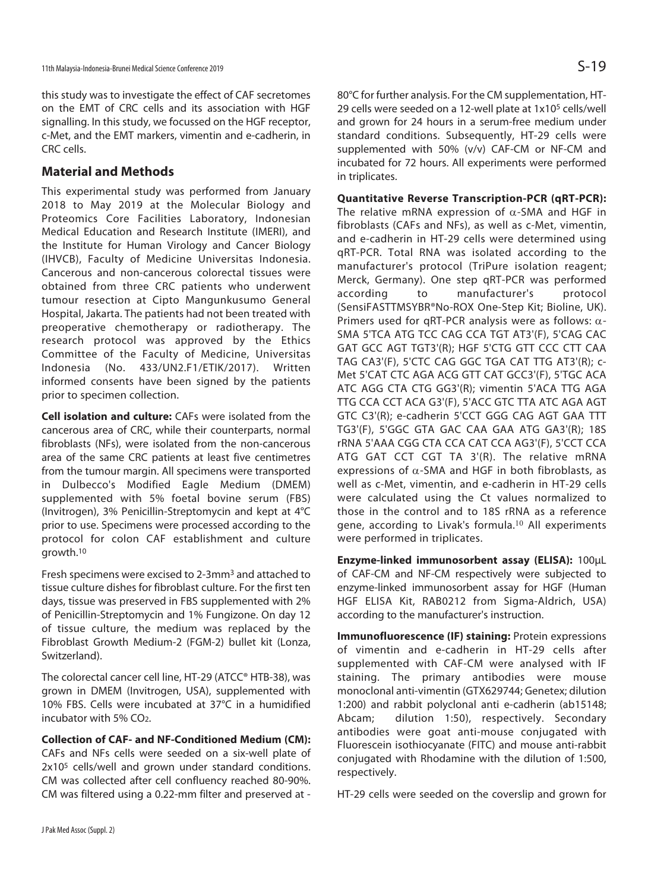this study was to investigate the effect of CAF secretomes on the EMT of CRC cells and its association with HGF signalling. In this study, we focussed on the HGF receptor, c-Met, and the EMT markers, vimentin and e-cadherin, in CRC cells.

## Material and Methods

This experimental study was performed from January 2018 to May 2019 at the Molecular Biology and Proteomics Core Facilities Laboratory, Indonesian Medical Education and Research Institute (IMERI), and the Institute for Human Virology and Cancer Biology (IHVCB), Faculty of Medicine Universitas Indonesia. Cancerous and non-cancerous colorectal tissues were obtained from three CRC patients who underwent tumour resection at Cipto Mangunkusumo General Hospital, Jakarta. The patients had not been treated with preoperative chemotherapy or radiotherapy. The research protocol was approved by the Ethics Committee of the Faculty of Medicine, Universitas Indonesia (No. 433/UN2.F1/ETIK/2017). Written informed consents have been signed by the patients prior to specimen collection.

**Cell isolation and culture:** CAFs were isolated from the cancerous area of CRC, while their counterparts, normal fibroblasts (NFs), were isolated from the non-cancerous area of the same CRC patients at least five centimetres from the tumour margin. All specimens were transported in Dulbecco's Modified Eagle Medium (DMEM) supplemented with 5% foetal bovine serum (FBS) (Invitrogen), 3% Penicillin-Streptomycin and kept at 4°C prior to use. Specimens were processed according to the protocol for colon CAF establishment and culture growth.[10]

Fresh specimens were excised to 2-3mm$^3$ and attached to tissue culture dishes for fibroblast culture. For the first ten days, tissue was preserved in FBS supplemented with 2% of Penicillin-Streptomycin and 1% Fungizone. On day 12 of tissue culture, the medium was replaced by the Fibroblast Growth Medium-2 (FGM-2) bullet kit (Lonza, Switzerland).

The colorectal cancer cell line, HT-29 (ATCC® HTB-38), was grown in DMEM (Invitrogen, USA), supplemented with 10% FBS. Cells were incubated at 37°C in a humidified incubator with 5% $CO_2$.

**Collection of CAF- and NF-Conditioned Medium (CM):** CAFs and NFs cells were seeded on a six-well plate of 2x10$^5$ cells/well and grown under standard conditions. CM was collected after cell confluency reached 80-90%. CM was filtered using a 0.22-mm filter and preserved at -80°C for further analysis. For the CM supplementation, HT-29 cells were seeded on a 12-well plate at 1x10$^5$ cells/well and grown for 24 hours in a serum-free medium under standard conditions. Subsequently, HT-29 cells were supplemented with 50% (v/v) CAF-CM or NF-CM and incubated for 72 hours. All experiments were performed in triplicates.

**Quantitative Reverse Transcription-PCR (qRT-PCR):** The relative mRNA expression of $\alpha$-SMA and HGF in fibroblasts (CAFs and NFs), as well as c-Met, vimentin, and e-cadherin in HT-29 cells were determined using qRT-PCR. Total RNA was isolated according to the manufacturer's protocol (TriPure isolation reagent; Merck, Germany). One step qRT-PCR was performed according to manufacturer's protocol (SensiFASTTMSYBR®No-ROX One-Step Kit; Bioline, UK). Primers used for qRT-PCR analysis were as follows: $\alpha$-SMA 5'TCA ATG TCC CAG CCA TGT AT3'(F), 5'CAG CAC GAT GCC AGT TGT3'(R); HGF 5'CTG GTT CCC CTT CAA TAG CA3'(F), 5'CTC CAG GGC TGA CAT TTG AT3'(R); c-Met 5'CAT CTC AGA ACG GTT CAT GCC3'(F), 5'TGC ACA ATC AGG CTA CTG GG3'(R); vimentin 5'ACA TTG AGA TTG CCA CCT ACA G3'(F), 5'ACC GTC TTA ATC AGA AGT GTC C3'(R); e-cadherin 5'CCT GGG CAG AGT GAA TTT TG3'(F), 5'GGC GTA GAC CAA GAA ATG GA3'(R); 18S rRNA 5'AAA CGG CTA CCA CAT CCA AG3'(F), 5'CCT CCA ATG GAT CCT CGT TA 3'(R). The relative mRNA expressions of $\alpha$-SMA and HGF in both fibroblasts, as well as c-Met, vimentin, and e-cadherin in HT-29 cells were calculated using the Ct values normalized to those in the control and to 18S rRNA as a reference gene, according to Livak's formula.[10] All experiments were performed in triplicates.

**Enzyme-linked immunosorbent assay (ELISA):** 100µL of CAF-CM and NF-CM respectively were subjected to enzyme-linked immunosorbent assay for HGF (Human HGF ELISA Kit, RAB0212 from Sigma-Aldrich, USA) according to the manufacturer's instruction.

**Immunofluorescence (IF) staining:** Protein expressions of vimentin and e-cadherin in HT-29 cells after supplemented with CAF-CM were analysed with IF staining. The primary antibodies were mouse monoclonal anti-vimentin (GTX629744; Genetex; dilution 1:200) and rabbit polyclonal anti e-cadherin (ab15148; Abcam; dilution 1:50), respectively. Secondary antibodies were goat anti-mouse conjugated with Fluorescein isothiocyanate (FITC) and mouse anti-rabbit conjugated with Rhodamine with the dilution of 1:500, respectively.

HT-29 cells were seeded on the coverslip and grown for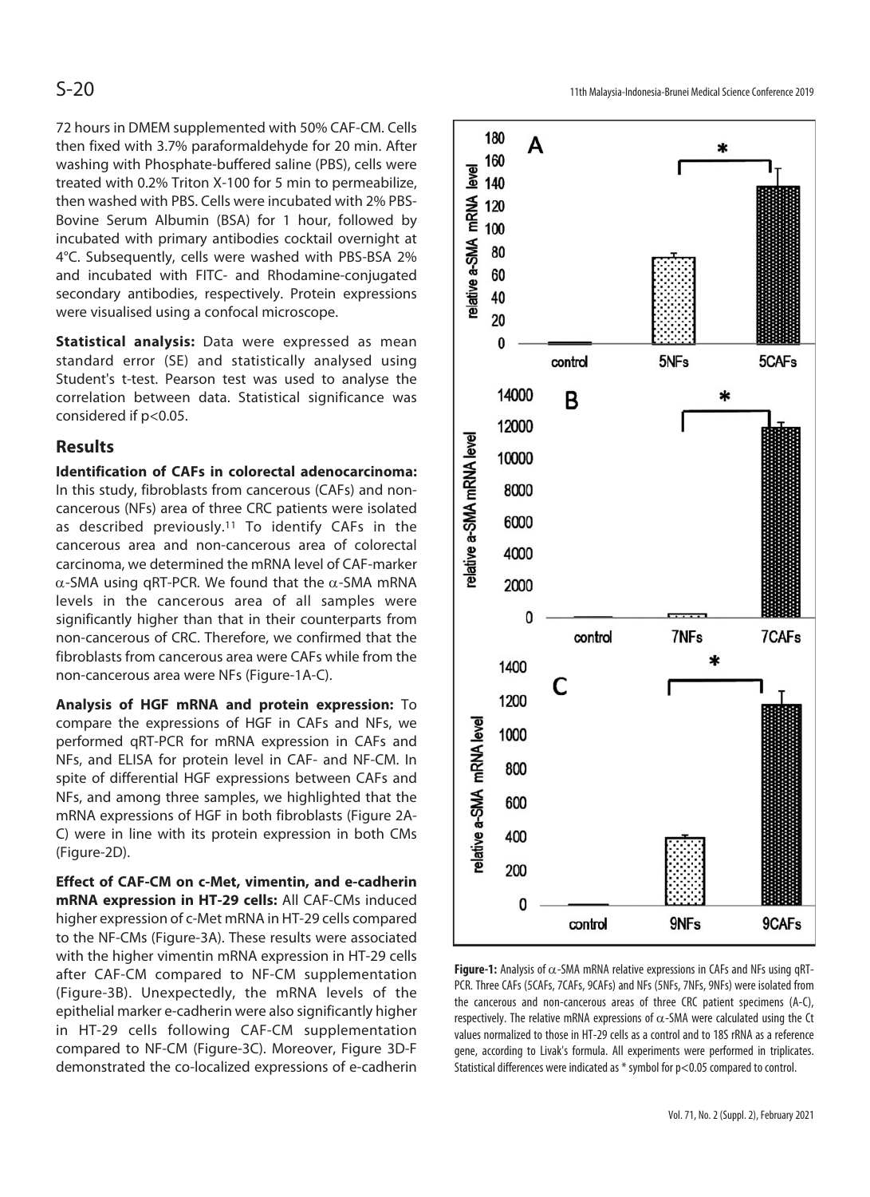72 hours in DMEM supplemented with 50% CAF-CM. Cells then fixed with 3.7% paraformaldehyde for 20 min. After washing with Phosphate-buffered saline (PBS), cells were treated with 0.2% Triton X-100 for 5 min to permeabilize, then washed with PBS. Cells were incubated with 2% PBS-Bovine Serum Albumin (BSA) for 1 hour, followed by incubated with primary antibodies cocktail overnight at 4°C. Subsequently, cells were washed with PBS-BSA 2% and incubated with FITC- and Rhodamine-conjugated secondary antibodies, respectively. Protein expressions were visualised using a confocal microscope.

**Statistical analysis:** Data were expressed as mean standard error (SE) and statistically analysed using Student's t-test. Pearson test was used to analyse the correlation between data. Statistical significance was considered if $p<0.05$.

## Results

**Identification of CAFs in colorectal adenocarcinoma:** In this study, fibroblasts from cancerous (CAFs) and non-cancerous (NFs) area of three CRC patients were isolated as described previously.[11] To identify CAFs in the cancerous area and non-cancerous area of colorectal carcinoma, we determined the mRNA level of CAF-marker $\alpha$-SMA using qRT-PCR. We found that the $\alpha$-SMA mRNA levels in the cancerous area of all samples were significantly higher than that in their counterparts from non-cancerous of CRC. Therefore, we confirmed that the fibroblasts from cancerous area were CAFs while from the non-cancerous area were NFs (Figure-1A-C).

**Analysis of HGF mRNA and protein expression:** To compare the expressions of HGF in CAFs and NFs, we performed qRT-PCR for mRNA expression in CAFs and NFs, and ELISA for protein level in CAF- and NF-CM. In spite of differential HGF expressions between CAFs and NFs, and among three samples, we highlighted that the mRNA expressions of HGF in both fibroblasts (Figure 2A-C) were in line with its protein expression in both CMs (Figure-2D).

**Effect of CAF-CM on c-Met, vimentin, and e-cadherin mRNA expression in HT-29 cells:** All CAF-CMs induced higher expression of c-Met mRNA in HT-29 cells compared to the NF-CMs (Figure-3A). These results were associated with the higher vimentin mRNA expression in HT-29 cells after CAF-CM compared to NF-CM supplementation (Figure-3B). Unexpectedly, the mRNA levels of the epithelial marker e-cadherin were also significantly higher in HT-29 cells following CAF-CM supplementation compared to NF-CM (Figure-3C). Moreover, Figure 3D-F demonstrated the co-localized expressions of e-cadherin

**Figure-1:** Analysis of $\alpha$-SMA mRNA relative expressions in CAFs and NFs using qRT-PCR. Three CAFs (5CAFs, 7CAFs, 9CAFs) and NFs (5NFs, 7NFs, 9NFs) were isolated from the cancerous and non-cancerous areas of three CRC patient specimens (A-C), respectively. The relative mRNA expressions of $\alpha$-SMA were calculated using the Ct values normalized to those in HT-29 cells as a control and to 18S rRNA as a reference gene, according to Livak's formula. All experiments were performed in triplicates. Statistical differences were indicated as * symbol for $p<0.05$ compared to control.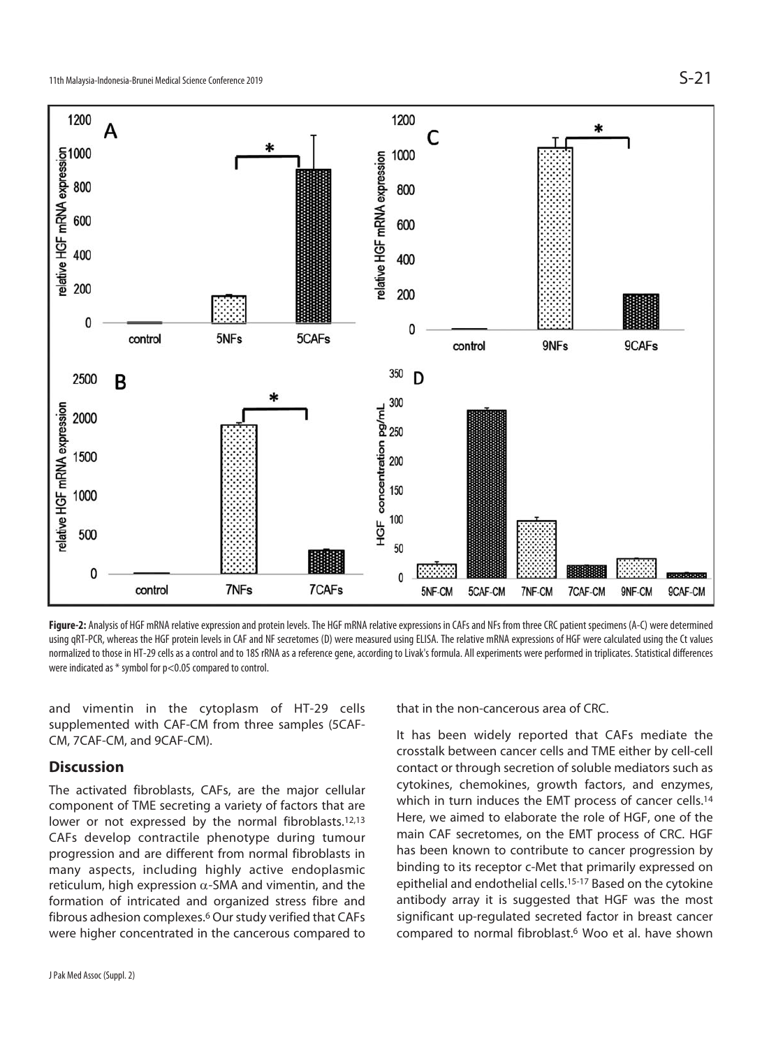**Figure-2:** Analysis of HGF mRNA relative expression and protein levels. The HGF mRNA relative expressions in CAFs and NFs from three CRC patient specimens (A-C) were determined using qRT-PCR, whereas the HGF protein levels in CAF and NF secretomes (D) were measured using ELISA. The relative mRNA expressions of HGF were calculated using the Ct values normalized to those in HT-29 cells as a control and to 18S rRNA as a reference gene, according to Livak's formula. All experiments were performed in triplicates. Statistical differences were indicated as * symbol for $p<0.05$ compared to control.

and vimentin in the cytoplasm of HT-29 cells supplemented with CAF-CM from three samples (5CAF-CM, 7CAF-CM, and 9CAF-CM).

## Discussion

The activated fibroblasts, CAFs, are the major cellular component of TME secreting a variety of factors that are lower or not expressed by the normal fibroblasts.[12,13] CAFs develop contractile phenotype during tumour progression and are different from normal fibroblasts in many aspects, including highly active endoplasmic reticulum, high expression $\alpha$-SMA and vimentin, and the formation of intricated and organized stress fibre and fibrous adhesion complexes.[6] Our study verified that CAFs were higher concentrated in the cancerous compared to that in the non-cancerous area of CRC.

It has been widely reported that CAFs mediate the crosstalk between cancer cells and TME either by cell-cell contact or through secretion of soluble mediators such as cytokines, chemokines, growth factors, and enzymes, which in turn induces the EMT process of cancer cells.[14] Here, we aimed to elaborate the role of HGF, one of the main CAF secretomes, on the EMT process of CRC. HGF has been known to contribute to cancer progression by binding to its receptor c-Met that primarily expressed on epithelial and endothelial cells.[15-17] Based on the cytokine antibody array it is suggested that HGF was the most significant up-regulated secreted factor in breast cancer compared to normal fibroblast.[6] Woo et al. have shown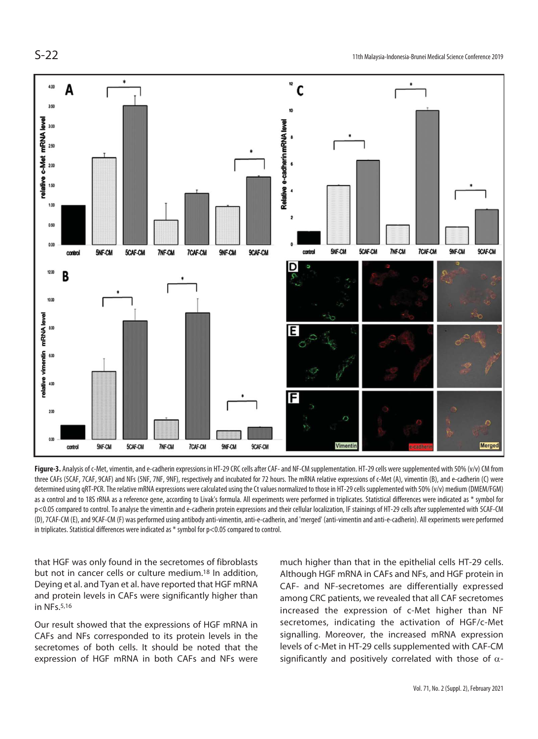**Figure-3.** Analysis of c-Met, vimentin, and e-cadherin expressions in HT-29 CRC cells after CAF- and NF-CM supplementation. HT-29 cells were supplemented with 50% (v/v) CM from three CAFs (5CAF, 7CAF, 9CAF) and NFs (5NF, 7NF, 9NF), respectively and incubated for 72 hours. The mRNA relative expressions of c-Met (A), vimentin (B), and e-cadherin (C) were determined using qRT-PCR. The relative mRNA expressions were calculated using the Ct values normalized to those in HT-29 cells supplemented with 50% (v/v) medium (DMEM/FGM) as a control and to 18S rRNA as a reference gene, according to Livak's formula. All experiments were performed in triplicates. Statistical differences were indicated as * symbol for $p<0.05$ compared to control. To analyse the vimentin and e-cadherin protein expressions and their cellular localization, IF stainings of HT-29 cells after supplemented with 5CAF-CM (D), 7CAF-CM (E), and 9CAF-CM (F) was performed using antibody anti-vimentin, anti-e-cadherin, and 'merged' (anti-vimentin and anti-e-cadherin). All experiments were performed in triplicates. Statistical differences were indicated as * symbol for $p<0.05$ compared to control.

that HGF was only found in the secretomes of fibroblasts but not in cancer cells or culture medium.[18] In addition, Deying et al. and Tyan et al. have reported that HGF mRNA and protein levels in CAFs were significantly higher than in NFs.[5,16]

Our result showed that the expressions of HGF mRNA in CAFs and NFs corresponded to its protein levels in the secretomes of both cells. It should be noted that the expression of HGF mRNA in both CAFs and NFs were much higher than that in the epithelial cells HT-29 cells. Although HGF mRNA in CAFs and NFs, and HGF protein in CAF- and NF-secretomes are differentially expressed among CRC patients, we revealed that all CAF secretomes increased the expression of c-Met higher than NF secretomes, indicating the activation of HGF/c-Met signalling. Moreover, the increased mRNA expression levels of c-Met in HT-29 cells supplemented with CAF-CM significantly and positively correlated with those of $\alpha$-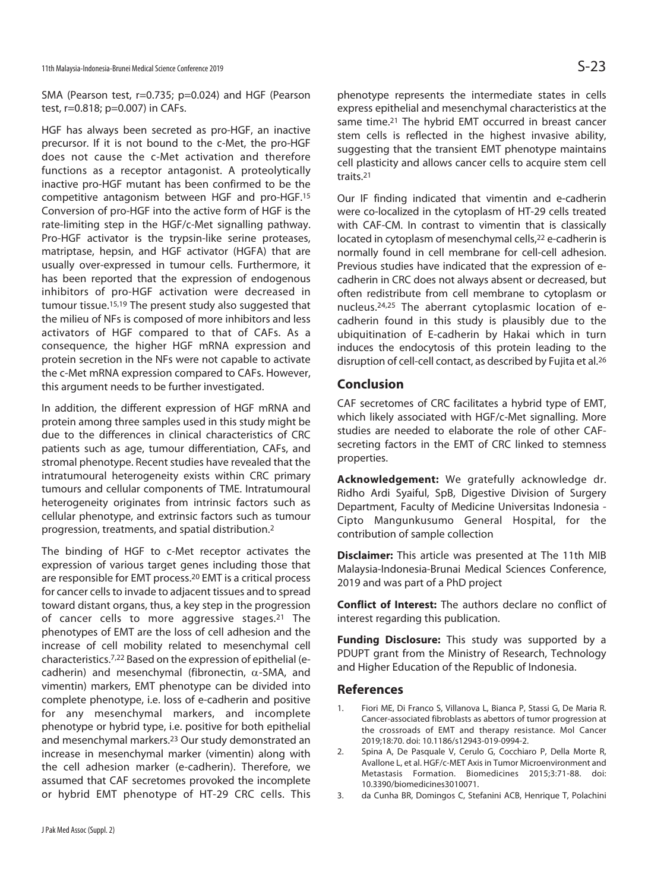SMA (Pearson test, r=0.735; p=0.024) and HGF (Pearson test, r=0.818; p=0.007) in CAFs.

HGF has always been secreted as pro-HGF, an inactive precursor. If it is not bound to the c-Met, the pro-HGF does not cause the c-Met activation and therefore functions as a receptor antagonist. A proteolytically inactive pro-HGF mutant has been confirmed to be the competitive antagonism between HGF and pro-HGF.[15] Conversion of pro-HGF into the active form of HGF is the rate-limiting step in the HGF/c-Met signalling pathway. Pro-HGF activator is the trypsin-like serine proteases, matriptase, hepsin, and HGF activator (HGFA) that are usually over-expressed in tumour cells. Furthermore, it has been reported that the expression of endogenous inhibitors of pro-HGF activation were decreased in tumour tissue.[15,19] The present study also suggested that the milieu of NFs is composed of more inhibitors and less activators of HGF compared to that of CAFs. As a consequence, the higher HGF mRNA expression and protein secretion in the NFs were not capable to activate the c-Met mRNA expression compared to CAFs. However, this argument needs to be further investigated.

In addition, the different expression of HGF mRNA and protein among three samples used in this study might be due to the differences in clinical characteristics of CRC patients such as age, tumour differentiation, CAFs, and stromal phenotype. Recent studies have revealed that the intratumoural heterogeneity exists within CRC primary tumours and cellular components of TME. Intratumoural heterogeneity originates from intrinsic factors such as cellular phenotype, and extrinsic factors such as tumour progression, treatments, and spatial distribution.[2]

The binding of HGF to c-Met receptor activates the expression of various target genes including those that are responsible for EMT process.[20] EMT is a critical process for cancer cells to invade to adjacent tissues and to spread toward distant organs, thus, a key step in the progression of cancer cells to more aggressive stages.[21] The phenotypes of EMT are the loss of cell adhesion and the increase of cell mobility related to mesenchymal cell characteristics.[7,22] Based on the expression of epithelial (e-cadherin) and mesenchymal (fibronectin, $\alpha$-SMA, and vimentin) markers, EMT phenotype can be divided into complete phenotype, i.e. loss of e-cadherin and positive for any mesenchymal markers, and incomplete phenotype or hybrid type, i.e. positive for both epithelial and mesenchymal markers.[23] Our study demonstrated an increase in mesenchymal marker (vimentin) along with the cell adhesion marker (e-cadherin). Therefore, we assumed that CAF secretomes provoked the incomplete or hybrid EMT phenotype of HT-29 CRC cells. This phenotype represents the intermediate states in cells express epithelial and mesenchymal characteristics at the same time.[21] The hybrid EMT occurred in breast cancer stem cells is reflected in the highest invasive ability, suggesting that the transient EMT phenotype maintains cell plasticity and allows cancer cells to acquire stem cell traits.[21]

Our IF finding indicated that vimentin and e-cadherin were co-localized in the cytoplasm of HT-29 cells treated with CAF-CM. In contrast to vimentin that is classically located in cytoplasm of mesenchymal cells,[22] e-cadherin is normally found in cell membrane for cell-cell adhesion. Previous studies have indicated that the expression of e-cadherin in CRC does not always absent or decreased, but often redistribute from cell membrane to cytoplasm or nucleus.[24,25] The aberrant cytoplasmic location of e-cadherin found in this study is plausibly due to the ubiquitination of E-cadherin by Hakai which in turn induces the endocytosis of this protein leading to the disruption of cell-cell contact, as described by Fujita et al.[26]

## Conclusion

CAF secretomes of CRC facilitates a hybrid type of EMT, which likely associated with HGF/c-Met signalling. More studies are needed to elaborate the role of other CAF-secreting factors in the EMT of CRC linked to stemness properties.

**Acknowledgement:** We gratefully acknowledge dr. Ridho Ardi Syaiful, SpB, Digestive Division of Surgery Department, Faculty of Medicine Universitas Indonesia - Cipto Mangunkusumo General Hospital, for the contribution of sample collection

**Disclaimer:** This article was presented at The 11th MIB Malaysia-Indonesia-Brunei Medical Sciences Conference, 2019 and was part of a PhD project

**Conflict of Interest:** The authors declare no conflict of interest regarding this publication.

**Funding Disclosure:** This study was supported by a PDUPT grant from the Ministry of Research, Technology and Higher Education of the Republic of Indonesia.

## References

1. Fiori ME, Di Franco S, Villanova L, Bianca P, Stassi G, De Maria R. Cancer-associated fibroblasts as abettors of tumor progression at the crossroads of EMT and therapy resistance. Mol Cancer 2019;18:70. doi: 10.1186/s12943-019-0994-2.
2. Spina A, De Pasquale V, Cerulo G, Cocchiaro P, Della Morte R, Avallone L, et al. HGF/c-MET Axis in Tumor Microenvironment and Metastasis Formation. Biomedicines 2015;3:71-88. doi: 10.3390/biomedicines3010071.
3. da Cunha BR, Domingos C, Stefanini ACB, Henrique T, Polachini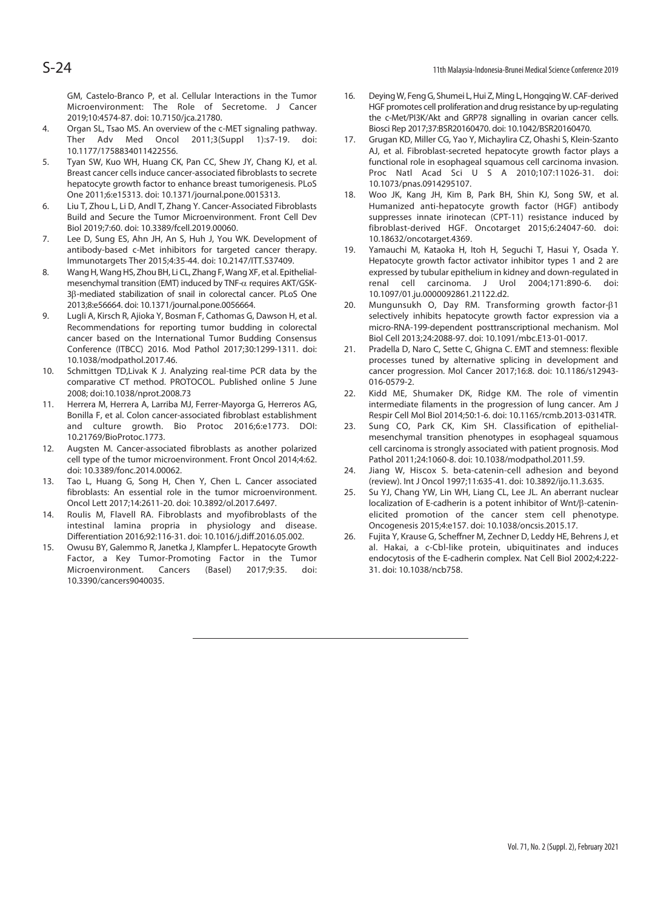GM, Castelo-Branco P, et al. Cellular Interactions in the Tumor Microenvironment: The Role of Secretome. J Cancer 2019;10:4574-87. doi: 10.7150/jca.21780.

4. Organ SL, Tsao MS. An overview of the c-MET signaling pathway. Ther Adv Med Oncol 2011;3(Suppl 1):s7-19. doi: 10.1177/1758834011422556.
5. Tyan SW, Kuo WH, Huang CK, Pan CC, Shew JY, Chang KJ, et al. Breast cancer cells induce cancer-associated fibroblasts to secrete hepatocyte growth factor to enhance breast tumorigenesis. PLoS One 2011;6:e15313. doi: 10.1371/journal.pone.0015313.
6. Liu T, Zhou L, Li D, Andl T, Zhang Y. Cancer-Associated Fibroblasts Build and Secure the Tumor Microenvironment. Front Cell Dev Biol 2019;7:60. doi: 10.3389/fcell.2019.00060.
7. Lee D, Sung ES, Ahn JH, An S, Huh J, You WK. Development of antibody-based c-Met inhibitors for targeted cancer therapy. Immunotargets Ther 2015;4:35-44. doi: 10.2147/ITT.S37409.
8. Wang H, Wang HS, Zhou BH, Li CL, Zhang F, Wang XF, et al. Epithelial-mesenchymal transition (EMT) induced by TNF-α requires AKT/GSK-3β-mediated stabilization of snail in colorectal cancer. PLoS One 2013;8:e56664. doi: 10.1371/journal.pone.0056664.
9. Lugli A, Kirsch R, Ajioka Y, Bosman F, Cathomas G, Dawson H, et al. Recommendations for reporting tumor budding in colorectal cancer based on the International Tumor Budding Consensus Conference (ITBCC) 2016. Mod Pathol 2017;30:1299-1311. doi: 10.1038/modpathol.2017.46.
10. Schmittgen TD,Livak K J. Analyzing real-time PCR data by the comparative CT method. PROTOCOL. Published online 5 June 2008; doi:10.1038/nprot.2008.73
11. Herrera M, Herrera A, Larriba MJ, Ferrer-Mayorga G, Herreros AG, Bonilla F, et al. Colon cancer-associated fibroblast establishment and culture growth. Bio Protoc 2016;6:e1773. DOI: 10.21769/BioProtoc.1773.
12. Augsten M. Cancer-associated fibroblasts as another polarized cell type of the tumor microenvironment. Front Oncol 2014;4:62. doi: 10.3389/fonc.2014.00062.
13. Tao L, Huang G, Song H, Chen Y, Chen L. Cancer associated fibroblasts: An essential role in the tumor microenvironment. Oncol Lett 2017;14:2611-20. doi: 10.3892/ol.2017.6497.
14. Roulis M, Flavell RA. Fibroblasts and myofibroblasts of the intestinal lamina propria in physiology and disease. Differentiation 2016;92:116-31. doi: 10.1016/j.diff.2016.05.002.
15. Owusu BY, Galemmo R, Janetka J, Klampfer L. Hepatocyte Growth Factor, a Key Tumor-Promoting Factor in the Tumor Microenvironment. Cancers (Basel) 2017;9:35. doi: 10.3390/cancers9040035.
16. Deying W, Feng G, Shumei L, Hui Z, Ming L, Hongqing W. CAF-derived HGF promotes cell proliferation and drug resistance by up-regulating the c-Met/PI3K/Akt and GRP78 signalling in ovarian cancer cells. Biosci Rep 2017;37:BSR20160470. doi: 10.1042/BSR20160470.
17. Grugan KD, Miller CG, Yao Y, Michaylira CZ, Ohashi S, Klein-Szanto AJ, et al. Fibroblast-secreted hepatocyte growth factor plays a functional role in esophageal squamous cell carcinoma invasion. Proc Natl Acad Sci U S A 2010;107:11026-31. doi: 10.1073/pnas.0914295107.
18. Woo JK, Kang JH, Kim B, Park BH, Shin KJ, Song SW, et al. Humanized anti-hepatocyte growth factor (HGF) antibody suppresses innate irinotecan (CPT-11) resistance induced by fibroblast-derived HGF. Oncotarget 2015;6:24047-60. doi: 10.18632/oncotarget.4369.
19. Yamauchi M, Kataoka H, Itoh H, Seguchi T, Hasui Y, Osada Y. Hepatocyte growth factor activator inhibitor types 1 and 2 are expressed by tubular epithelium in kidney and down-regulated in renal cell carcinoma. J Urol 2004;171:890-6. doi: 10.1097/01.ju.0000092861.21122.d2.
20. Mungunsukh O, Day RM. Transforming growth factor-β1 selectively inhibits hepatocyte growth factor expression via a micro-RNA-199-dependent posttranscriptional mechanism. Mol Biol Cell 2013;24:2088-97. doi: 10.1091/mbc.E13-01-0017.
21. Pradella D, Naro C, Sette C, Ghigna C. EMT and stemness: flexible processes tuned by alternative splicing in development and cancer progression. Mol Cancer 2017;16:8. doi: 10.1186/s12943-016-0579-2.
22. Kidd ME, Shumaker DK, Ridge KM. The role of vimentin intermediate filaments in the progression of lung cancer. Am J Respir Cell Mol Biol 2014;50:1-6. doi: 10.1165/rcmb.2013-0314TR.
23. Sung CO, Park CK, Kim SH. Classification of epithelial-mesenchymal transition phenotypes in esophageal squamous cell carcinoma is strongly associated with patient prognosis. Mod Pathol 2011;24:1060-8. doi: 10.1038/modpathol.2011.59.
24. Jiang W, Hiscox S. beta-catenin-cell adhesion and beyond (review). Int J Oncol 1997;11:635-41. doi: 10.3892/ijo.11.3.635.
25. Su YJ, Chang YW, Lin WH, Liang CL, Lee JL. An aberrant nuclear localization of E-cadherin is a potent inhibitor of Wnt/β-catenin-elicited promotion of the cancer stem cell phenotype. Oncogenesis 2015;4:e157. doi: 10.1038/oncsis.2015.17.
26. Fujita Y, Krause G, Scheffner M, Zechner D, Leddy HE, Behrens J, et al. Hakai, a c-Cbl-like protein, ubiquitinates and induces endocytosis of the E-cadherin complex. Nat Cell Biol 2002;4:222-31. doi: 10.1038/ncb758.